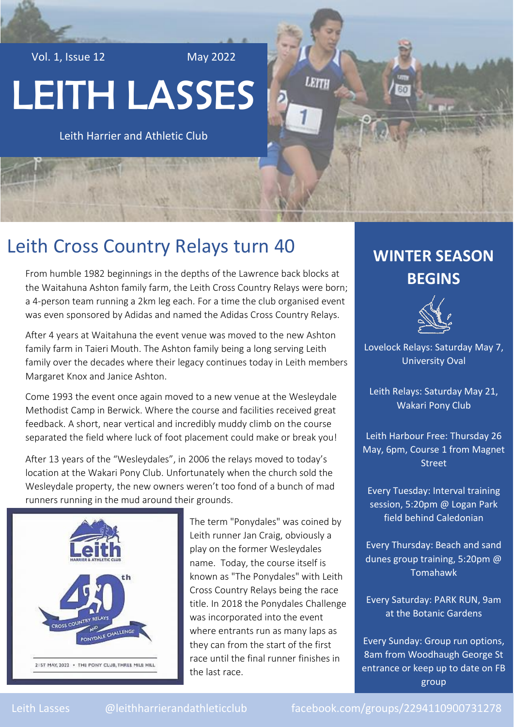Vol. 1, Issue 12 May 2022

# LEITH LASSES

Leith Harrier and Athletic Club

## Leith Cross Country Relays turn 40

From humble 1982 beginnings in the depths of the Lawrence back blocks at the Waitahuna Ashton family farm, the Leith Cross Country Relays were born; a 4-person team running a 2km leg each. For a time the club organised event was even sponsored by Adidas and named the Adidas Cross Country Relays.

After 4 years at Waitahuna the event venue was moved to the new Ashton family farm in Taieri Mouth. The Ashton family being a long serving Leith family over the decades where their legacy continues today in Leith members Margaret Knox and Janice Ashton.

Come 1993 the event once again moved to a new venue at the Wesleydale Methodist Camp in Berwick. Where the course and facilities received great feedback. A short, near vertical and incredibly muddy climb on the course separated the field where luck of foot placement could make or break you!

After 13 years of the "Wesleydales", in 2006 the relays moved to today's location at the Wakari Pony Club. Unfortunately when the church sold the Wesleydale property, the new owners weren't too fond of a bunch of mad runners running in the mud around their grounds.

The term "Ponydales" was coined by Leith runner Jan Craig, obviously a play on the former Wesleydales name. Today, the course itself is known as "The Ponydales" with Leith Cross Country Relays being the race title. In 2018 the Ponydales Challenge was incorporated into the event where entrants run as many laps as they can from the start of the first race until the final runner finishes in the last race.

## WINTER SEASON BEGINS

Lovelock Relays: Saturday May 7, University Oval

Leith Relays: Saturday May 21, Wakari Pony Club

Leith Harbour Free: Thursday 26 May, 6pm, Course 1 from Magnet Street

Every Tuesday: Interval training session, 5:20pm @ Logan Park field behind Caledonian

Every Thursday: Beach and sand dunes group training, 5:20pm @ Tomahawk

Every Saturday: PARK RUN, 9am at the Botanic Gardens

Every Sunday: Group run options, 8am from Woodhaugh George St entrance or keep up to date on FB group

Leith Lasses @leithharrierandathleticclub facebook.com/groups/2294110900731278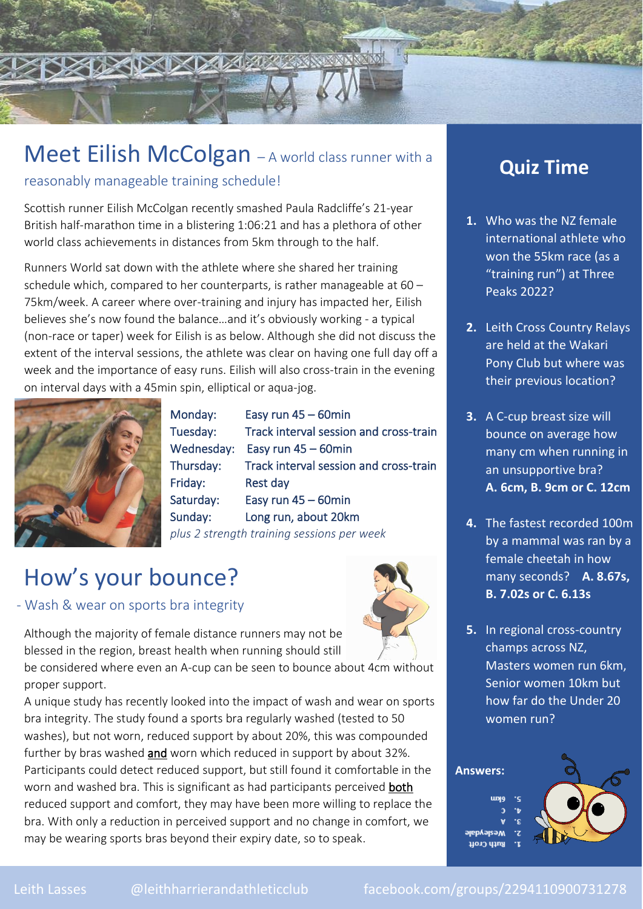## Meet Eilish McColgan – A world class runner with a reasonably manageable training schedule!

Scottish runner Eilish McColgan recently smashed Paula Radcliffe's 21-year British half-marathon time in a blistering 1:06:21 and has a plethora of other world class achievements in distances from 5km through to the half.

Runners World sat down with the athlete where she shared her training schedule which, compared to her counterparts, is rather manageable at 60 – 75km/week. A career where over-training and injury has impacted her, Eilish believes she's now found the balance…and it's obviously working - a typical (non-race or taper) week for Eilish is as below. Although she did not discuss the extent of the interval sessions, the athlete was clear on having one full day off a week and the importance of easy runs. Eilish will also cross-train in the evening on interval days with a 45min spin, elliptical or aqua-jog.

| | |
|---|---|
| Monday: | Easy run 45 – 60min |
| Tuesday: | Track interval session and cross-train |
| Wednesday: | Easy run 45 – 60min |
| Thursday: | Track interval session and cross-train |
| Friday: | Rest day |
| Saturday: | Easy run 45 – 60min |
| Sunday: | Long run, about 20km |

*plus 2 strength training sessions per week*

## How's your bounce?

- Wash & wear on sports bra integrity

Although the majority of female distance runners may not be blessed in the region, breast health when running should still be considered where even an A-cup can be seen to bounce about 4cm without proper support.

A unique study has recently looked into the impact of wash and wear on sports bra integrity. The study found a sports bra regularly washed (tested to 50 washes), but not worn, reduced support by about 20%, this was compounded further by bras washed and worn which reduced in support by about 32%. Participants could detect reduced support, but still found it comfortable in the worn and washed bra. This is significant as had participants perceived both reduced support and comfort, they may have been more willing to replace the bra. With only a reduction in perceived support and no change in comfort, we may be wearing sports bras beyond their expiry date, so to speak.

## Quiz Time

1. Who was the NZ female international athlete who won the 55km race (as a "training run") at Three Peaks 2022?
2. Leith Cross Country Relays are held at the Wakari Pony Club but where was their previous location?
3. A C-cup breast size will bounce on average how many cm when running in an unsupportive bra? **A. 6cm, B. 9cm or C. 12cm**
4. The fastest recorded 100m by a mammal was ran by a female cheetah in how many seconds? **A. 8.67s, B. 7.02s or C. 6.13s**
5. In regional cross-country champs across NZ, Masters women run 6km, Senior women 10km but how far do the Under 20 women run?

**Answers:**

1. Ruth Croft
2. Wesleydale
3. A
4. C
5. 6km

Leith Lasses @leithharrierandathleticclub facebook.com/groups/2294110900731278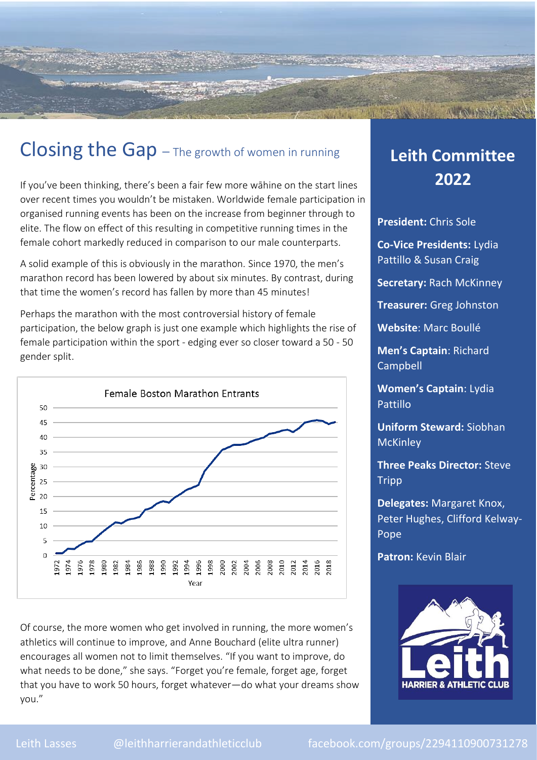# Closing the Gap – The growth of women in running

If you've been thinking, there's been a fair few more wāhine on the start lines over recent times you wouldn't be mistaken. Worldwide female participation in organised running events has been on the increase from beginner through to elite. The flow on effect of this resulting in competitive running times in the female cohort markedly reduced in comparison to our male counterparts.

A solid example of this is obviously in the marathon. Since 1970, the men's marathon record has been lowered by about six minutes. By contrast, during that time the women's record has fallen by more than 45 minutes!

Perhaps the marathon with the most controversial history of female participation, the below graph is just one example which highlights the rise of female participation within the sport - edging ever so closer toward a 50 - 50 gender split.

Female Boston Marathon Entrants

Percentage

0
5
10
15
20
25
30
35
40
45
50

Year

1972 1974 1976 1978 1980 1982 1984 1986 1988 1990 1992 1994 1996 1998 2000 2002 2004 2006 2008 2010 2012 2014 2016 2018

Of course, the more women who get involved in running, the more women's athletics will continue to improve, and Anne Bouchard (elite ultra runner) encourages all women not to limit themselves. "If you want to improve, do what needs to be done," she says. "Forget you're female, forget age, forget that you have to work 50 hours, forget whatever—do what your dreams show you."

## Leith Committee 2022

**President:** Chris Sole

**Co-Vice Presidents:** Lydia Pattillo & Susan Craig

**Secretary:** Rach McKinney

**Treasurer:** Greg Johnston

**Website**: Marc Boullé

**Men's Captain**: Richard Campbell

**Women's Captain**: Lydia Pattillo

**Uniform Steward:** Siobhan McKinley

**Three Peaks Director:** Steve Tripp

**Delegates:** Margaret Knox, Peter Hughes, Clifford Kelway-Pope

**Patron:** Kevin Blair

Leith HARRIER & ATHLETIC CLUB

Leith Lasses @leithharrierandathleticclub facebook.com/groups/2294110900731278